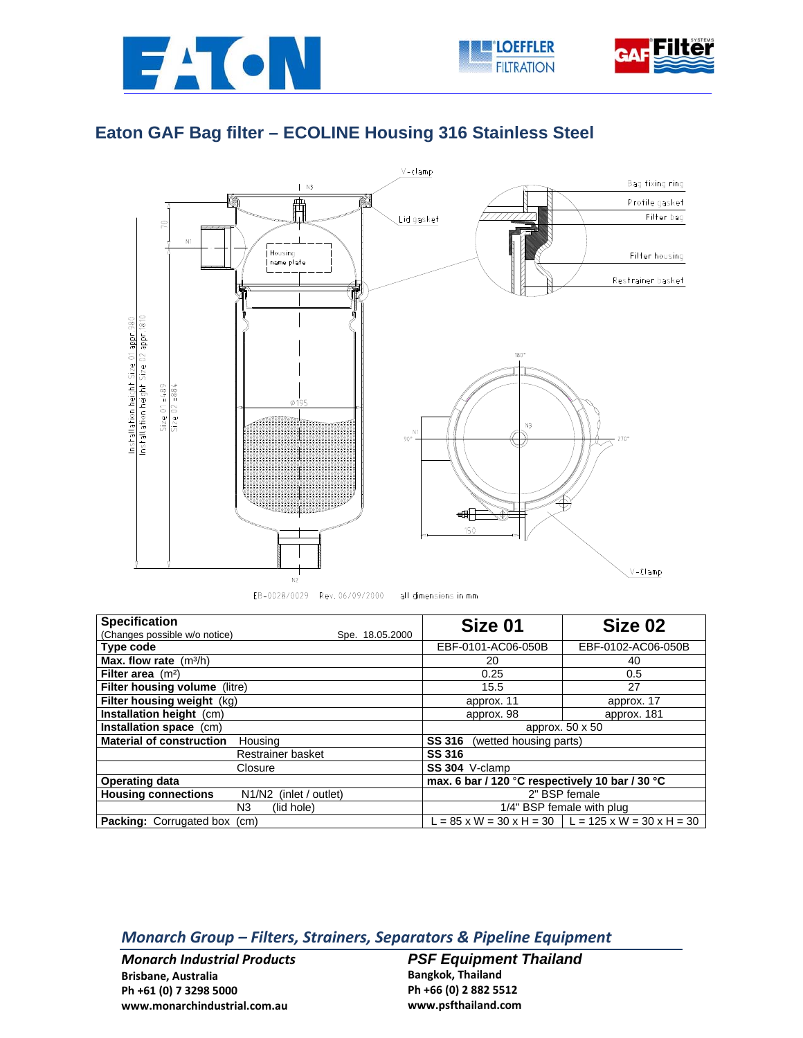# Eaton GAF Bag filter – ECOLINE Housing 316 Stainless Steel

EB-0028/0029 Rev. 06/09/2000 all dimensions in mm

| Specification (Changes possible w/o notice) Spe. 18.05.2000 | Size 01 | Size 02 |
|---|---|---|
| **Type code** | EBF-0101-AC06-050B | EBF-0102-AC06-050B |
| **Max. flow rate** ($m^3/h$) | 20 | 40 |
| **Filter area** ($m^2$) | 0.25 | 0.5 |
| **Filter housing volume** (litre) | 15.5 | 27 |
| **Filter housing weight** (kg) | approx. 11 | approx. 17 |
| **Installation height** (cm) | approx. 98 | approx. 181 |
| **Installation space** (cm) | approx. 50 x 50 | |
| **Material of construction** Housing | **SS 316** (wetted housing parts) | |
| Restrainer basket | **SS 316** | |
| Closure | **SS 304** V-clamp | |
| **Operating data** | **max. 6 bar / 120 °C respectively 10 bar / 30 °C** | |
| **Housing connections** N1/N2 (inlet / outlet) | 2" BSP female | |
| N3 (lid hole) | 1/4" BSP female with plug | |
| **Packing:** Corrugated box (cm) | L = 85 x W = 30 x H = 30 | L = 125 x W = 30 x H = 30 |

## *Monarch Group – Filters, Strainers, Separators & Pipeline Equipment*

***Monarch Industrial Products***
**Brisbane, Australia**
**Ph +61 (0) 7 3298 5000**
**www.monarchindustrial.com.au**

***PSF Equipment Thailand***
**Bangkok, Thailand**
**Ph +66 (0) 2 882 5512**
**www.psfthailand.com**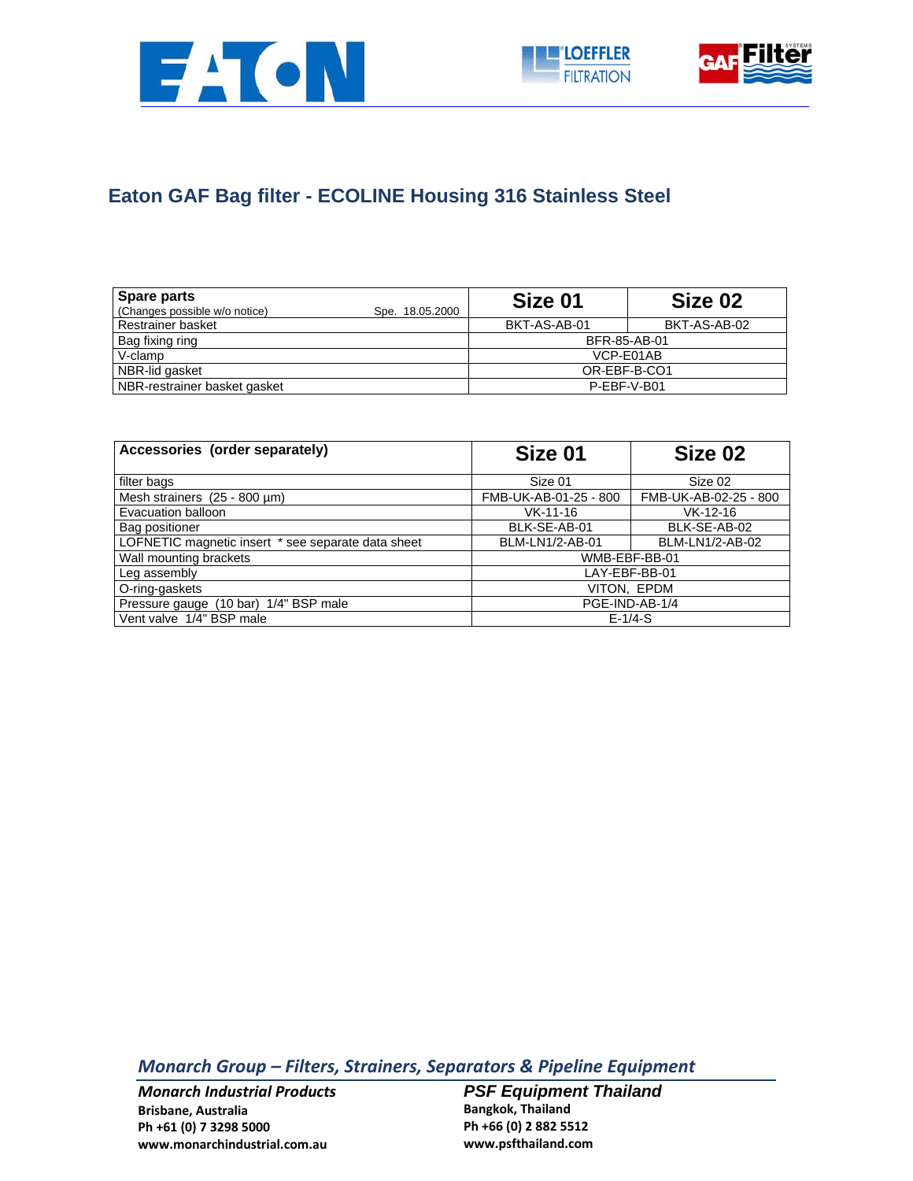## Eaton GAF Bag filter - ECOLINE Housing 316 Stainless Steel

| Spare parts (Changes possible w/o notice) Spe. 18.05.2000 | Size 01 | Size 02 |
|---|---|---|
| Restrainer basket | BKT-AS-AB-01 | BKT-AS-AB-02 |
| Bag fixing ring | BFR-85-AB-01 | |
| V-clamp | VCP-E01AB | |
| NBR-lid gasket | OR-EBF-B-CO1 | |
| NBR-restrainer basket gasket | P-EBF-V-B01 | |

| Accessories (order separately) | Size 01 | Size 02 |
|---|---|---|
| filter bags | Size 01 | Size 02 |
| Mesh strainers (25 - 800 µm) | FMB-UK-AB-01-25 - 800 | FMB-UK-AB-02-25 - 800 |
| Evacuation balloon | VK-11-16 | VK-12-16 |
| Bag positioner | BLK-SE-AB-01 | BLK-SE-AB-02 |
| LOFNETIC magnetic insert * see separate data sheet | BLM-LN1/2-AB-01 | BLM-LN1/2-AB-02 |
| Wall mounting brackets | WMB-EBF-BB-01 | |
| Leg assembly | LAY-EBF-BB-01 | |
| O-ring-gaskets | VITON, EPDM | |
| Pressure gauge (10 bar) 1/4" BSP male | PGE-IND-AB-1/4 | |
| Vent valve 1/4" BSP male | E-1/4-S | |

*Monarch Group – Filters, Strainers, Separators & Pipeline Equipment*

***Monarch Industrial Products***
**Brisbane, Australia**
**Ph +61 (0) 7 3298 5000**
**www.monarchindustrial.com.au**

***PSF Equipment Thailand***
**Bangkok, Thailand**
**Ph +66 (0) 2 882 5512**
**www.psfthailand.com**